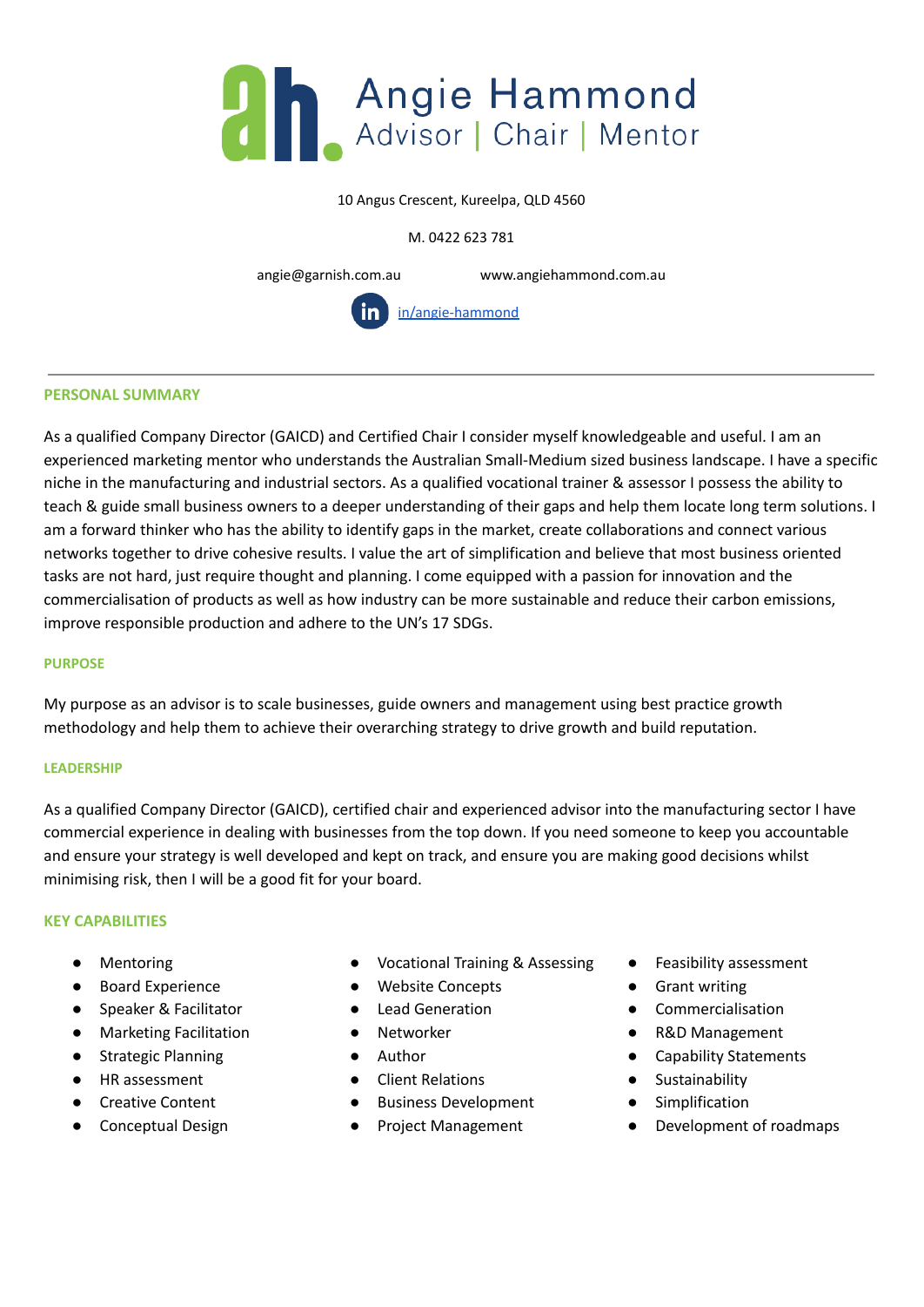# Angie Hammond

Advisor | Chair | Mentor

10 Angus Crescent, Kureelpa, QLD 4560

M. 0422 623 781

angie@garnish.com.au www.angiehammond.com.au

in/angie-hammond

---

## PERSONAL SUMMARY

As a qualified Company Director (GAICD) and Certified Chair I consider myself knowledgeable and useful. I am an experienced marketing mentor who understands the Australian Small-Medium sized business landscape. I have a specific niche in the manufacturing and industrial sectors. As a qualified vocational trainer & assessor I possess the ability to teach & guide small business owners to a deeper understanding of their gaps and help them locate long term solutions. I am a forward thinker who has the ability to identify gaps in the market, create collaborations and connect various networks together to drive cohesive results. I value the art of simplification and believe that most business oriented tasks are not hard, just require thought and planning. I come equipped with a passion for innovation and the commercialisation of products as well as how industry can be more sustainable and reduce their carbon emissions, improve responsible production and adhere to the UN's 17 SDGs.

### PURPOSE

My purpose as an advisor is to scale businesses, guide owners and management using best practice growth methodology and help them to achieve their overarching strategy to drive growth and build reputation.

### LEADERSHIP

As a qualified Company Director (GAICD), certified chair and experienced advisor into the manufacturing sector I have commercial experience in dealing with businesses from the top down. If you need someone to keep you accountable and ensure your strategy is well developed and kept on track, and ensure you are making good decisions whilst minimising risk, then I will be a good fit for your board.

## KEY CAPABILITIES

- Mentoring
- Board Experience
- Speaker & Facilitator
- Marketing Facilitation
- Strategic Planning
- HR assessment
- Creative Content
- Conceptual Design
- Vocational Training & Assessing
- Website Concepts
- Lead Generation
- Networker
- Author
- Client Relations
- Business Development
- Project Management
- Feasibility assessment
- Grant writing
- Commercialisation
- R&D Management
- Capability Statements
- Sustainability
- Simplification
- Development of roadmaps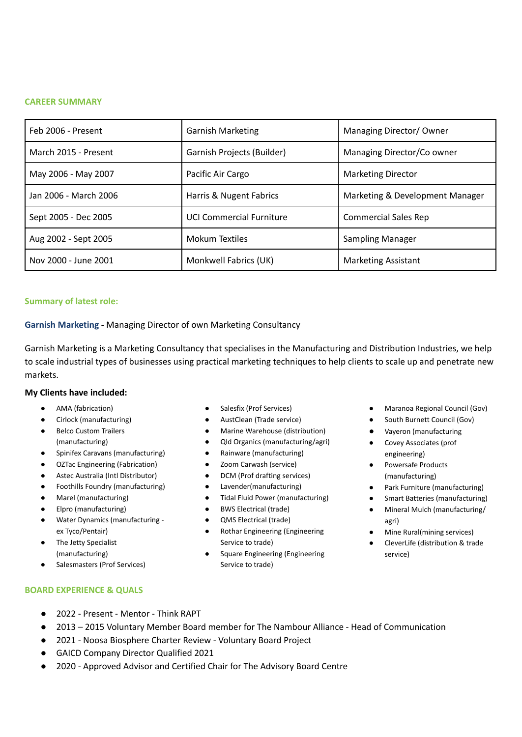## CAREER SUMMARY

| Feb 2006 - Present | Garnish Marketing | Managing Director/ Owner |
|---|---|---|
| March 2015 - Present | Garnish Projects (Builder) | Managing Director/Co owner |
| May 2006 - May 2007 | Pacific Air Cargo | Marketing Director |
| Jan 2006 - March 2006 | Harris & Nugent Fabrics | Marketing & Development Manager |
| Sept 2005 - Dec 2005 | UCI Commercial Furniture | Commercial Sales Rep |
| Aug 2002 - Sept 2005 | Mokum Textiles | Sampling Manager |
| Nov 2000 - June 2001 | Monkwell Fabrics (UK) | Marketing Assistant |

### Summary of latest role:

**Garnish Marketing -** Managing Director of own Marketing Consultancy

Garnish Marketing is a Marketing Consultancy that specialises in the Manufacturing and Distribution Industries, we help to scale industrial types of businesses using practical marketing techniques to help clients to scale up and penetrate new markets.

**My Clients have included:**

- AMA (fabrication)
- Cirlock (manufacturing)
- Belco Custom Trailers (manufacturing)
- Spinifex Caravans (manufacturing)
- OZTac Engineering (Fabrication)
- Astec Australia (Intl Distributor)
- Foothills Foundry (manufacturing)
- Marel (manufacturing)
- Elpro (manufacturing)
- Water Dynamics (manufacturing - ex Tyco/Pentair)
- The Jetty Specialist (manufacturing)
- Salesmasters (Prof Services)
- Salesfix (Prof Services)
- AustClean (Trade service)
- Marine Warehouse (distribution)
- Qld Organics (manufacturing/agri)
- Rainware (manufacturing)
- Zoom Carwash (service)
- DCM (Prof drafting services)
- Lavender(manufacturing)
- Tidal Fluid Power (manufacturing)
- BWS Electrical (trade)
- QMS Electrical (trade)
- Rothar Engineering (Engineering Service to trade)
- Square Engineering (Engineering Service to trade)
- Maranoa Regional Council (Gov)
- South Burnett Council (Gov)
- Vayeron (manufacturing
- Covey Associates (prof engineering)
- Powersafe Products (manufacturing)
- Park Furniture (manufacturing)
- Smart Batteries (manufacturing)
- Mineral Mulch (manufacturing/ agri)
- Mine Rural(mining services)
- CleverLife (distribution & trade service)

## BOARD EXPERIENCE & QUALS

- 2022 - Present - Mentor - Think RAPT
- 2013 – 2015 Voluntary Member Board member for The Nambour Alliance - Head of Communication
- 2021 - Noosa Biosphere Charter Review - Voluntary Board Project
- GAICD Company Director Qualified 2021
- 2020 - Approved Advisor and Certified Chair for The Advisory Board Centre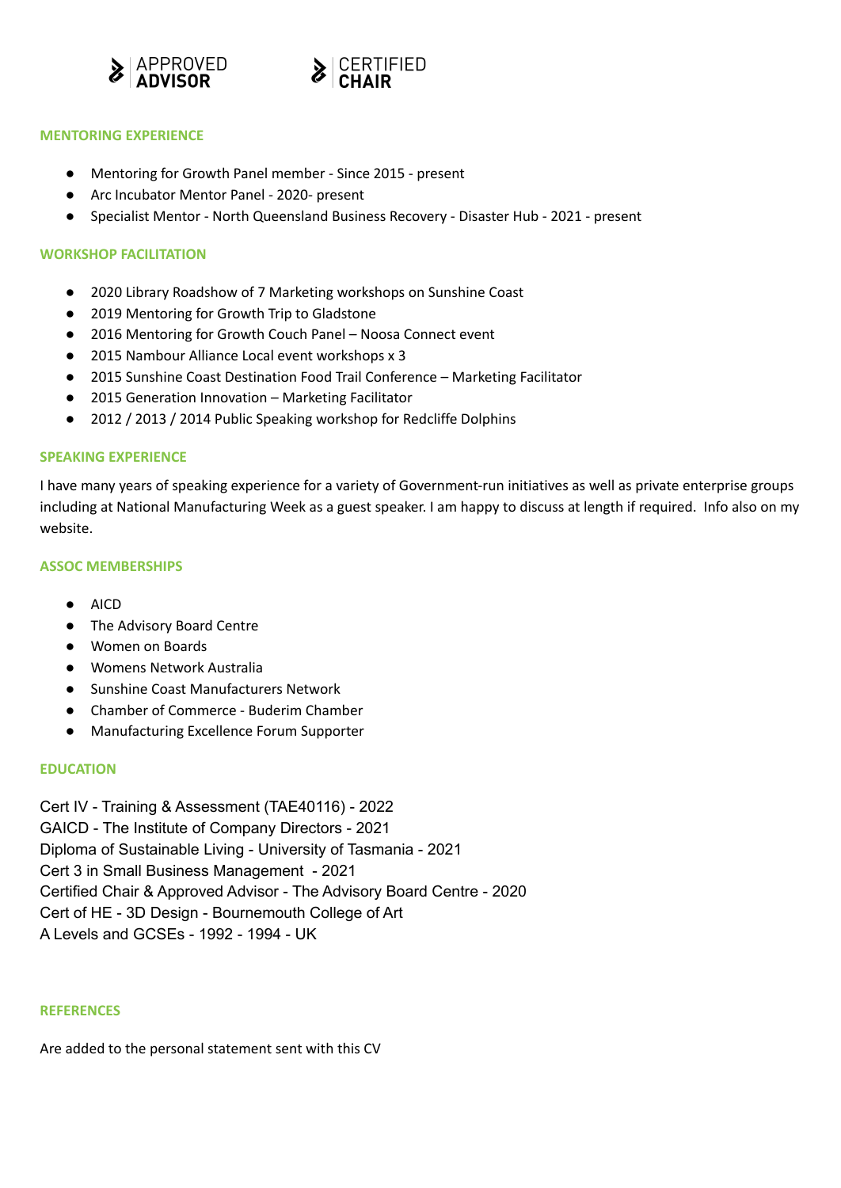APPROVED **ADVISOR**

CERTIFIED **CHAIR**

## MENTORING EXPERIENCE

- Mentoring for Growth Panel member - Since 2015 - present
- Arc Incubator Mentor Panel - 2020- present
- Specialist Mentor - North Queensland Business Recovery - Disaster Hub - 2021 - present

## WORKSHOP FACILITATION

- 2020 Library Roadshow of 7 Marketing workshops on Sunshine Coast
- 2019 Mentoring for Growth Trip to Gladstone
- 2016 Mentoring for Growth Couch Panel – Noosa Connect event
- 2015 Nambour Alliance Local event workshops x 3
- 2015 Sunshine Coast Destination Food Trail Conference – Marketing Facilitator
- 2015 Generation Innovation – Marketing Facilitator
- 2012 / 2013 / 2014 Public Speaking workshop for Redcliffe Dolphins

## SPEAKING EXPERIENCE

I have many years of speaking experience for a variety of Government-run initiatives as well as private enterprise groups including at National Manufacturing Week as a guest speaker. I am happy to discuss at length if required. Info also on my website.

## ASSOC MEMBERSHIPS

- AICD
- The Advisory Board Centre
- Women on Boards
- Womens Network Australia
- Sunshine Coast Manufacturers Network
- Chamber of Commerce - Buderim Chamber
- Manufacturing Excellence Forum Supporter

## EDUCATION

Cert IV - Training & Assessment (TAE40116) - 2022
GAICD - The Institute of Company Directors - 2021
Diploma of Sustainable Living - University of Tasmania - 2021
Cert 3 in Small Business Management - 2021
Certified Chair & Approved Advisor - The Advisory Board Centre - 2020
Cert of HE - 3D Design - Bournemouth College of Art
A Levels and GCSEs - 1992 - 1994 - UK

## REFERENCES

Are added to the personal statement sent with this CV